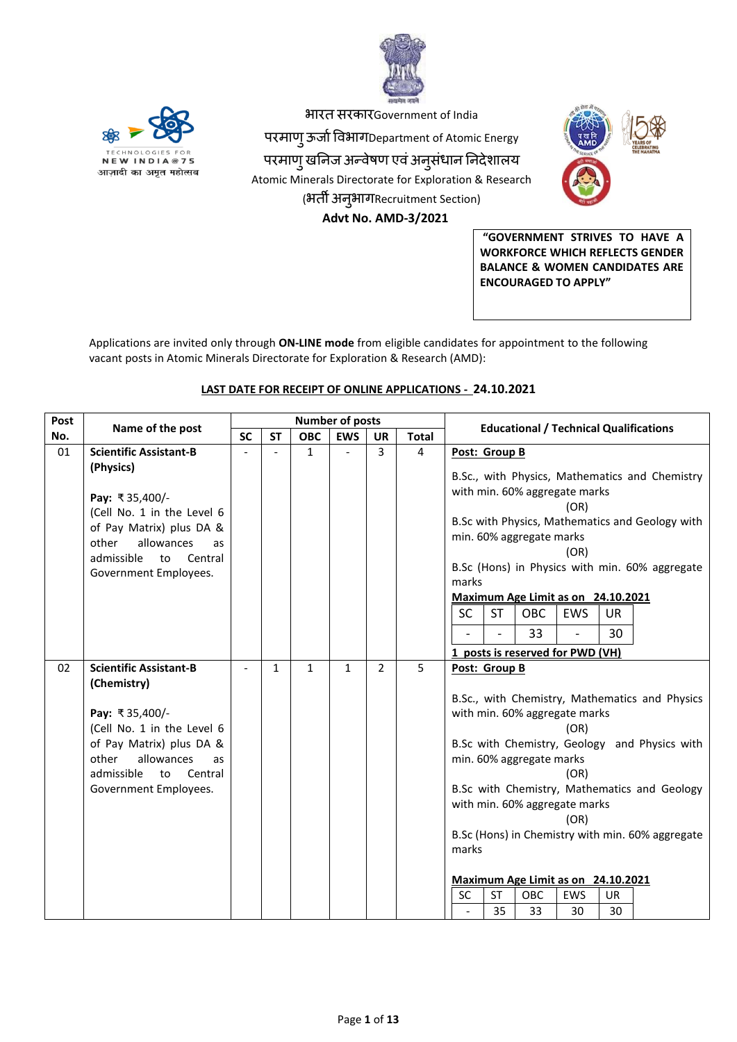भारत सरकारGovernment of India

परमाणु ऊर्जा विभागDepartment of Atomic Energy

परमाणु खनिज अन्वेषण एवं अनुसंधान निदेशालय

Atomic Minerals Directorate for Exploration & Research

(भर्ती अनुभागRecruitment Section)

**Advt No. AMD-3/2021**

**"GOVERNMENT STRIVES TO HAVE A WORKFORCE WHICH REFLECTS GENDER BALANCE & WOMEN CANDIDATES ARE ENCOURAGED TO APPLY"**

Applications are invited only through **ON-LINE mode** from eligible candidates for appointment to the following vacant posts in Atomic Minerals Directorate for Exploration & Research (AMD):

**LAST DATE FOR RECEIPT OF ONLINE APPLICATIONS - 24.10.2021**

| Post No. | Name of the post | Number of posts | | | | | | Educational / Technical Qualifications |
|---|---|---|---|---|---|---|---|---|
| | | SC | ST | OBC | EWS | UR | Total | |
| 01 | **Scientific Assistant-B (Physics)**<br><br>**Pay:** ₹35,400/- (Cell No. 1 in the Level 6 of Pay Matrix) plus DA & other allowances as admissible to Central Government Employees. | - | - | 1 | - | 3 | 4 | **Post: Group B**<br><br>B.Sc., with Physics, Mathematics and Chemistry with min. 60% aggregate marks<br>(OR)<br>B.Sc with Physics, Mathematics and Geology with min. 60% aggregate marks<br>(OR)<br>B.Sc (Hons) in Physics with min. 60% aggregate marks<br>**Maximum Age Limit as on 24.10.2021**<br>SC: - ; ST: - ; OBC: 33 ; EWS: - ; UR: 30<br>**1 posts is reserved for PWD (VH)** |
| 02 | **Scientific Assistant-B (Chemistry)**<br><br>**Pay:** ₹35,400/- (Cell No. 1 in the Level 6 of Pay Matrix) plus DA & other allowances as admissible to Central Government Employees. | - | 1 | 1 | 1 | 2 | 5 | **Post: Group B**<br><br>B.Sc., with Chemistry, Mathematics and Physics with min. 60% aggregate marks<br>(OR)<br>B.Sc with Chemistry, Geology and Physics with min. 60% aggregate marks<br>(OR)<br>B.Sc with Chemistry, Mathematics and Geology with min. 60% aggregate marks<br>(OR)<br>B.Sc (Hons) in Chemistry with min. 60% aggregate marks<br><br>**Maximum Age Limit as on 24.10.2021**<br>SC: - ; ST: 35 ; OBC: 33 ; EWS: 30 ; UR: 30 |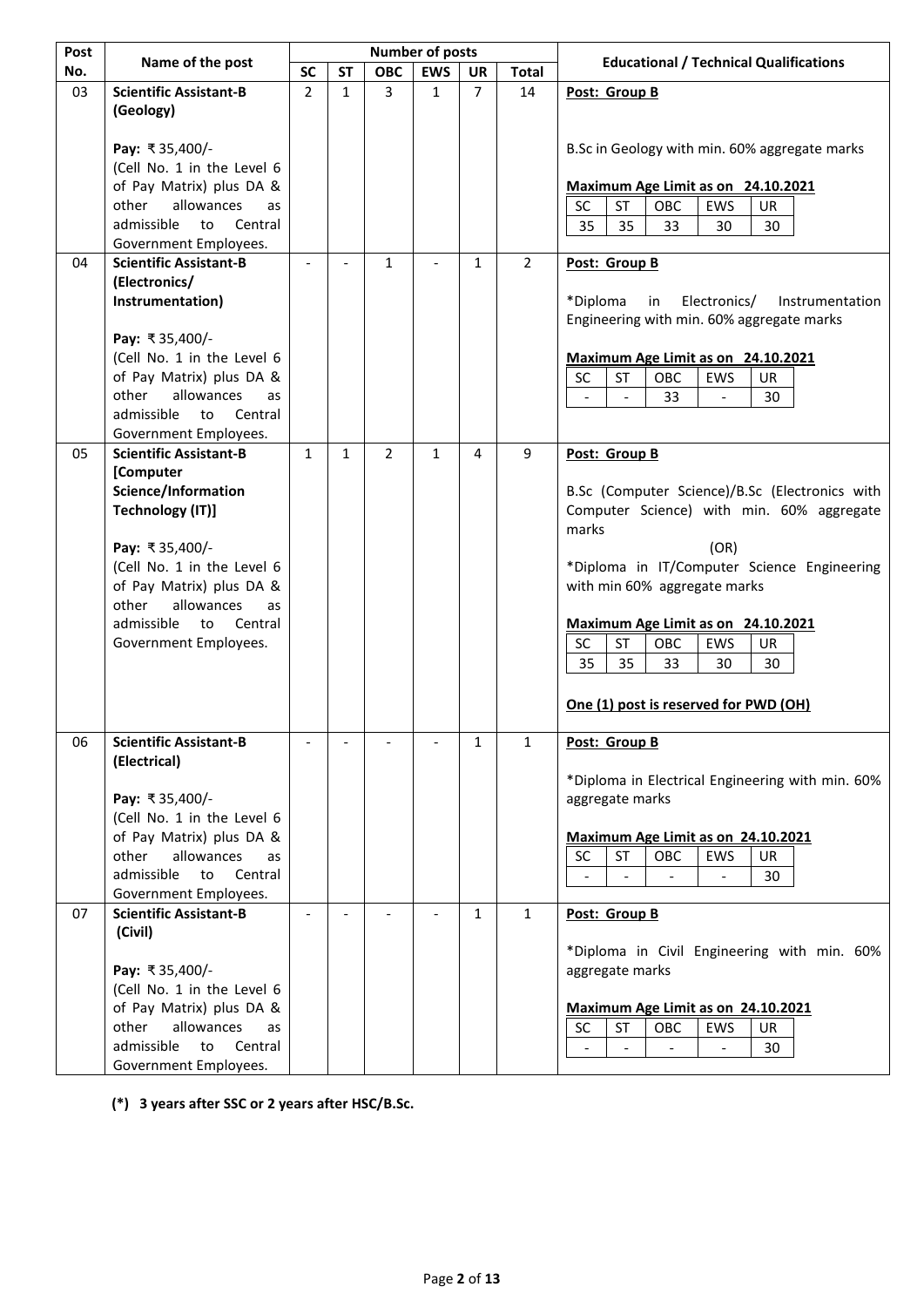| Post No. | Name of the post | Number of posts | | | | | | Educational / Technical Qualifications |
|---|---|---|---|---|---|---|---|---|
| | | SC | ST | OBC | EWS | UR | Total | |
| 03 | **Scientific Assistant-B (Geology)**<br><br>**Pay:** ₹35,400/-<br>(Cell No. 1 in the Level 6 of Pay Matrix) plus DA & other allowances as admissible to Central Government Employees. | 2 | 1 | 3 | 1 | 7 | 14 | **Post: Group B**<br><br>B.Sc in Geology with min. 60% aggregate marks<br><br>**Maximum Age Limit as on 24.10.2021**<br>SC: 35, ST: 35, OBC: 33, EWS: 30, UR: 30 |
| 04 | **Scientific Assistant-B (Electronics/ Instrumentation)**<br><br>**Pay:** ₹35,400/-<br>(Cell No. 1 in the Level 6 of Pay Matrix) plus DA & other allowances as admissible to Central Government Employees. | - | - | 1 | - | 1 | 2 | **Post: Group B**<br><br>*Diploma in Electronics/ Instrumentation Engineering with min. 60% aggregate marks<br><br>**Maximum Age Limit as on 24.10.2021**<br>SC: -, ST: -, OBC: 33, EWS: -, UR: 30 |
| 05 | **Scientific Assistant-B [Computer Science/Information Technology (IT)]**<br><br>**Pay:** ₹35,400/-<br>(Cell No. 1 in the Level 6 of Pay Matrix) plus DA & other allowances as admissible to Central Government Employees. | 1 | 1 | 2 | 1 | 4 | 9 | **Post: Group B**<br><br>B.Sc (Computer Science)/B.Sc (Electronics with Computer Science) with min. 60% aggregate marks<br>(OR)<br>*Diploma in IT/Computer Science Engineering with min 60% aggregate marks<br><br>**Maximum Age Limit as on 24.10.2021**<br>SC: 35, ST: 35, OBC: 33, EWS: 30, UR: 30<br><br>**One (1) post is reserved for PWD (OH)** |
| 06 | **Scientific Assistant-B (Electrical)**<br><br>**Pay:** ₹35,400/-<br>(Cell No. 1 in the Level 6 of Pay Matrix) plus DA & other allowances as admissible to Central Government Employees. | - | - | - | - | 1 | 1 | **Post: Group B**<br><br>*Diploma in Electrical Engineering with min. 60% aggregate marks<br><br>**Maximum Age Limit as on 24.10.2021**<br>SC: -, ST: -, OBC: -, EWS: -, UR: 30 |
| 07 | **Scientific Assistant-B (Civil)**<br><br>**Pay:** ₹35,400/-<br>(Cell No. 1 in the Level 6 of Pay Matrix) plus DA & other allowances as admissible to Central Government Employees. | - | - | - | - | 1 | 1 | **Post: Group B**<br><br>*Diploma in Civil Engineering with min. 60% aggregate marks<br><br>**Maximum Age Limit as on 24.10.2021**<br>SC: -, ST: -, OBC: -, EWS: -, UR: 30 |

**(*) 3 years after SSC or 2 years after HSC/B.Sc.**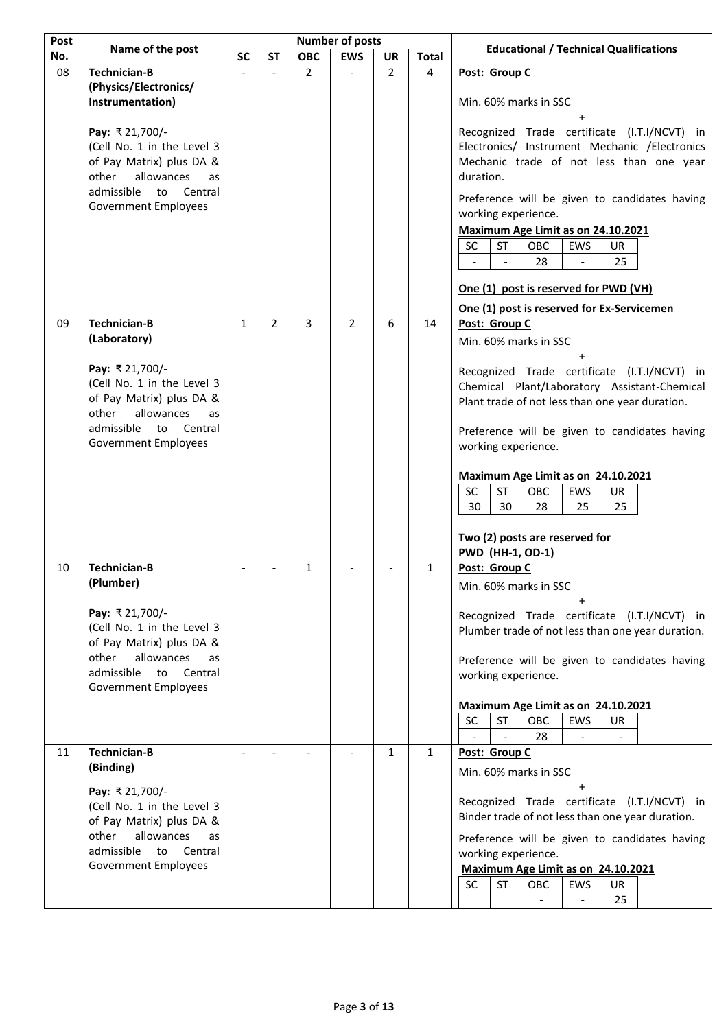| Post No. | Name of the post | Number of posts | | | | | | Educational / Technical Qualifications |
|---|---|---|---|---|---|---|---|---|
| | | SC | ST | OBC | EWS | UR | Total | |
| 08 | **Technician-B (Physics/Electronics/ Instrumentation)**<br><br>**Pay:** ₹ 21,700/- (Cell No. 1 in the Level 3 of Pay Matrix) plus DA & other allowances as admissible to Central Government Employees | - | - | 2 | - | 2 | 4 | **Post: Group C**<br><br>Min. 60% marks in SSC<br>+<br>Recognized Trade certificate (I.T.I/NCVT) in Electronics/ Instrument Mechanic /Electronics Mechanic trade of not less than one year duration.<br><br>Preference will be given to candidates having working experience.<br><br>**Maximum Age Limit as on 24.10.2021**<br>SC: - ; ST: - ; OBC: 28 ; EWS: - ; UR: 25<br><br>**One (1) post is reserved for PWD (VH)**<br><br>**One (1) post is reserved for Ex-Servicemen** |
| 09 | **Technician-B (Laboratory)**<br><br>**Pay:** ₹ 21,700/- (Cell No. 1 in the Level 3 of Pay Matrix) plus DA & other allowances as admissible to Central Government Employees | 1 | 2 | 3 | 2 | 6 | 14 | **Post: Group C**<br><br>Min. 60% marks in SSC<br>+<br>Recognized Trade certificate (I.T.I/NCVT) in Chemical Plant/Laboratory Assistant-Chemical Plant trade of not less than one year duration.<br><br>Preference will be given to candidates having working experience.<br><br>**Maximum Age Limit as on 24.10.2021**<br>SC: 30 ; ST: 30 ; OBC: 28 ; EWS: 25 ; UR: 25<br><br>**Two (2) posts are reserved for PWD (HH-1, OD-1)** |
| 10 | **Technician-B (Plumber)**<br><br>**Pay:** ₹ 21,700/- (Cell No. 1 in the Level 3 of Pay Matrix) plus DA & other allowances as admissible to Central Government Employees | - | - | 1 | - | - | 1 | **Post: Group C**<br><br>Min. 60% marks in SSC<br>+<br>Recognized Trade certificate (I.T.I/NCVT) in Plumber trade of not less than one year duration.<br><br>Preference will be given to candidates having working experience.<br><br>**Maximum Age Limit as on 24.10.2021**<br>SC: - ; ST: - ; OBC: 28 ; EWS: - ; UR: - |
| 11 | **Technician-B (Binding)**<br><br>**Pay:** ₹ 21,700/- (Cell No. 1 in the Level 3 of Pay Matrix) plus DA & other allowances as admissible to Central Government Employees | - | - | - | - | 1 | 1 | **Post: Group C**<br><br>Min. 60% marks in SSC<br>+<br>Recognized Trade certificate (I.T.I/NCVT) in Binder trade of not less than one year duration.<br><br>Preference will be given to candidates having working experience.<br><br>**Maximum Age Limit as on 24.10.2021**<br>SC: ; ST: ; OBC: - ; EWS: - ; UR: 25 |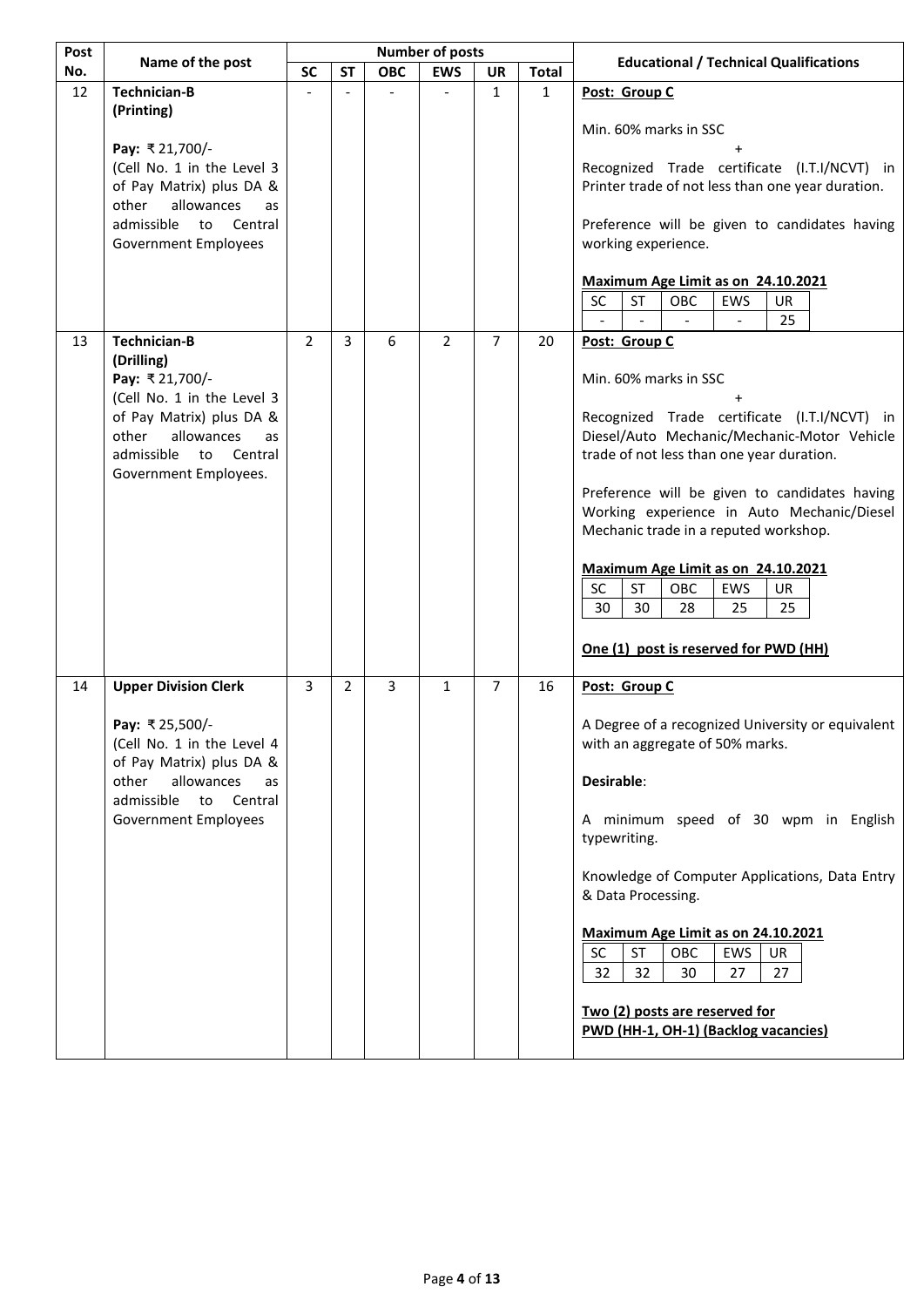| Post No. | Name of the post | Number of posts | | | | | | Educational / Technical Qualifications |
|---|---|---|---|---|---|---|---|---|
| | | SC | ST | OBC | EWS | UR | Total | |
| 12 | **Technician-B (Printing)**<br><br>**Pay:** ₹ 21,700/-<br>(Cell No. 1 in the Level 3 of Pay Matrix) plus DA & other allowances as admissible to Central Government Employees | - | - | - | - | 1 | 1 | **Post: Group C**<br><br>Min. 60% marks in SSC<br>+<br>Recognized Trade certificate (I.T.I/NCVT) in Printer trade of not less than one year duration.<br><br>Preference will be given to candidates having working experience.<br><br>**Maximum Age Limit as on 24.10.2021**<br>SC: - , ST: - , OBC: - , EWS: - , UR: 25 |
| 13 | **Technician-B (Drilling)**<br>**Pay:** ₹ 21,700/-<br>(Cell No. 1 in the Level 3 of Pay Matrix) plus DA & other allowances as admissible to Central Government Employees. | 2 | 3 | 6 | 2 | 7 | 20 | **Post: Group C**<br><br>Min. 60% marks in SSC<br>+<br>Recognized Trade certificate (I.T.I/NCVT) in Diesel/Auto Mechanic/Mechanic-Motor Vehicle trade of not less than one year duration.<br><br>Preference will be given to candidates having Working experience in Auto Mechanic/Diesel Mechanic trade in a reputed workshop.<br><br>**Maximum Age Limit as on 24.10.2021**<br>SC: 30 , ST: 30 , OBC: 28 , EWS: 25 , UR: 25<br><br>**One (1) post is reserved for PWD (HH)** |
| 14 | **Upper Division Clerk**<br><br>**Pay:** ₹ 25,500/-<br>(Cell No. 1 in the Level 4 of Pay Matrix) plus DA & other allowances as admissible to Central Government Employees | 3 | 2 | 3 | 1 | 7 | 16 | **Post: Group C**<br><br>A Degree of a recognized University or equivalent with an aggregate of 50% marks.<br><br>**Desirable**:<br><br>A minimum speed of 30 wpm in English typewriting.<br><br>Knowledge of Computer Applications, Data Entry & Data Processing.<br><br>**Maximum Age Limit as on 24.10.2021**<br>SC: 32 , ST: 32 , OBC: 30 , EWS: 27 , UR: 27<br><br>**Two (2) posts are reserved for PWD (HH-1, OH-1) (Backlog vacancies)** |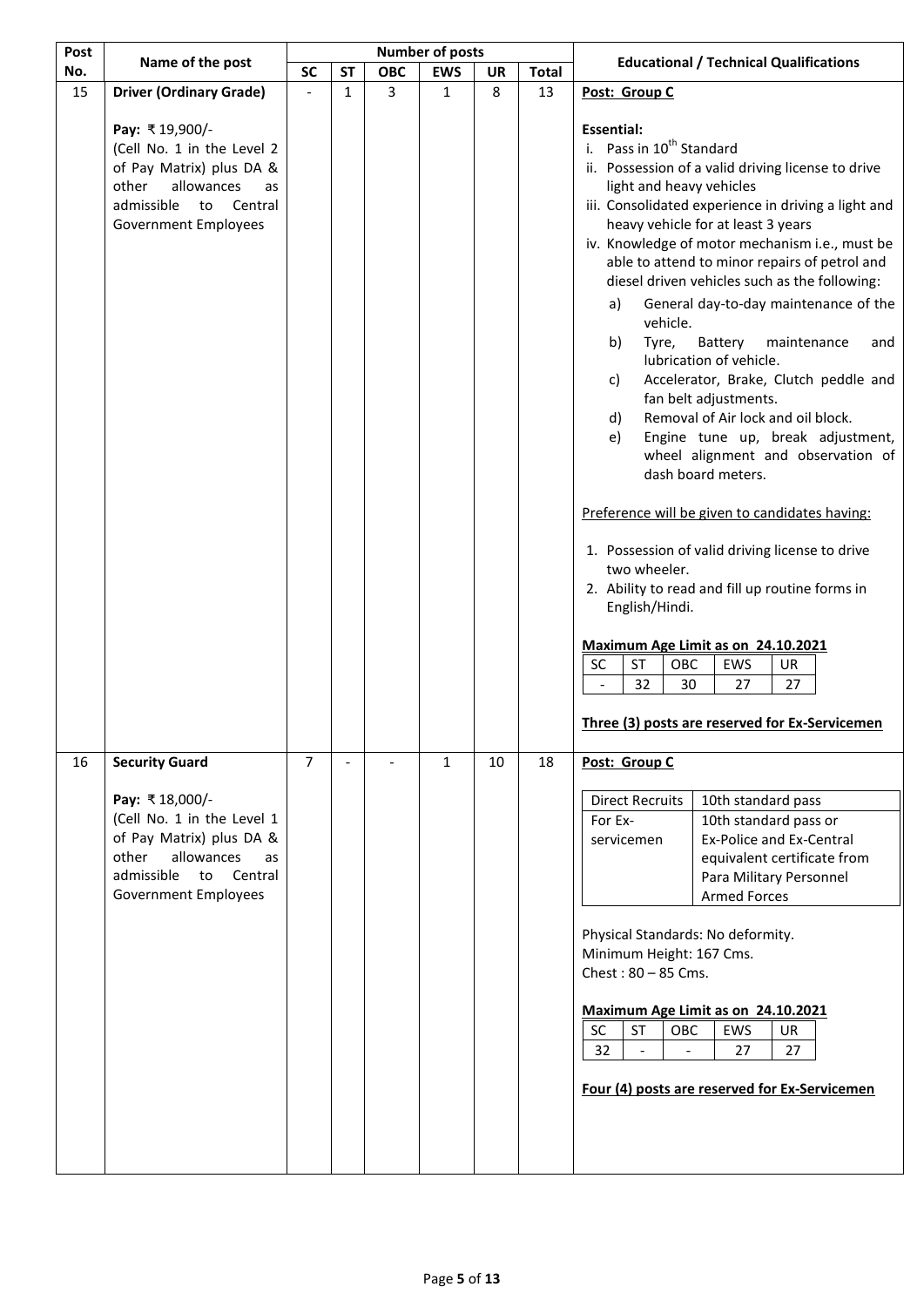| Post No. | Name of the post | Number of posts | | | | | | Educational / Technical Qualifications |
|---|---|---|---|---|---|---|---|---|
| | | SC | ST | OBC | EWS | UR | Total | |
| 15 | **Driver (Ordinary Grade)**<br><br>**Pay:** ₹ 19,900/-<br>(Cell No. 1 in the Level 2 of Pay Matrix) plus DA & other allowances as admissible to Central Government Employees | - | 1 | 3 | 1 | 8 | 13 | **Post: Group C**<br><br>**Essential:**<br>i. Pass in 10th Standard<br>ii. Possession of a valid driving license to drive light and heavy vehicles<br>iii. Consolidated experience in driving a light and heavy vehicle for at least 3 years<br>iv. Knowledge of motor mechanism i.e., must be able to attend to minor repairs of petrol and diesel driven vehicles such as the following:<br>a) General day-to-day maintenance of the vehicle.<br>b) Tyre, Battery maintenance and lubrication of vehicle.<br>c) Accelerator, Brake, Clutch peddle and fan belt adjustments.<br>d) Removal of Air lock and oil block.<br>e) Engine tune up, break adjustment, wheel alignment and observation of dash board meters.<br><br>Preference will be given to candidates having:<br>1. Possession of valid driving license to drive two wheeler.<br>2. Ability to read and fill up routine forms in English/Hindi.<br><br>**Maximum Age Limit as on 24.10.2021**<br>SC: - / ST: 32 / OBC: 30 / EWS: 27 / UR: 27<br><br>**Three (3) posts are reserved for Ex-Servicemen** |
| 16 | **Security Guard**<br><br>**Pay:** ₹ 18,000/-<br>(Cell No. 1 in the Level 1 of Pay Matrix) plus DA & other allowances as admissible to Central Government Employees | 7 | - | - | 1 | 10 | 18 | **Post: Group C**<br><br>Direct Recruits: 10th standard pass<br>For Ex-servicemen: 10th standard pass or Ex-Police and Ex-Central equivalent certificate from Para Military Personnel Armed Forces<br><br>Physical Standards: No deformity.<br>Minimum Height: 167 Cms.<br>Chest : 80 – 85 Cms.<br><br>**Maximum Age Limit as on 24.10.2021**<br>SC: 32 / ST: - / OBC: - / EWS: 27 / UR: 27<br><br>**Four (4) posts are reserved for Ex-Servicemen** |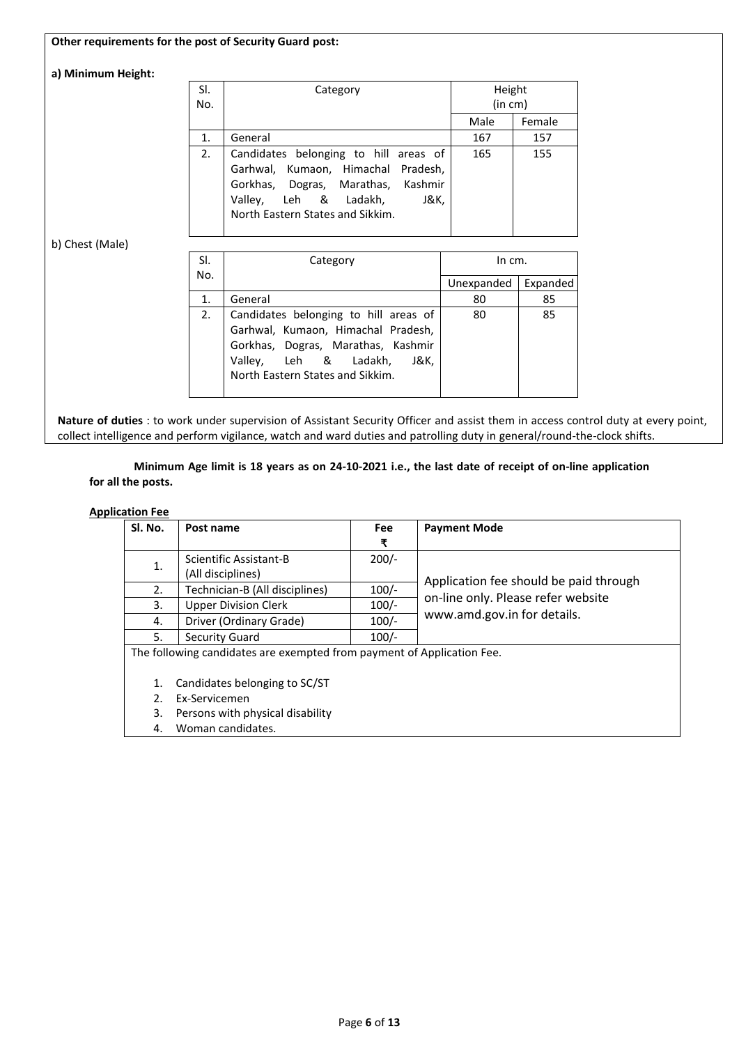**Other requirements for the post of Security Guard post:**

**a) Minimum Height:**

| Sl. No. | Category | Height (in cm) | |
|---|---|---|---|
| | | Male | Female |
| 1. | General | 167 | 157 |
| 2. | Candidates belonging to hill areas of Garhwal, Kumaon, Himachal Pradesh, Gorkhas, Dogras, Marathas, Kashmir Valley, Leh & Ladakh, J&K, North Eastern States and Sikkim. | 165 | 155 |

b) Chest (Male)

| Sl. No. | Category | In cm. | |
|---|---|---|---|
| | | Unexpanded | Expanded |
| 1. | General | 80 | 85 |
| 2. | Candidates belonging to hill areas of Garhwal, Kumaon, Himachal Pradesh, Gorkhas, Dogras, Marathas, Kashmir Valley, Leh & Ladakh, J&K, North Eastern States and Sikkim. | 80 | 85 |

**Nature of duties** : to work under supervision of Assistant Security Officer and assist them in access control duty at every point, collect intelligence and perform vigilance, watch and ward duties and patrolling duty in general/round-the-clock shifts.

**Minimum Age limit is 18 years as on 24-10-2021 i.e., the last date of receipt of on-line application for all the posts.**

**Application Fee**

| Sl. No. | Post name | Fee ₹ | Payment Mode |
|---|---|---|---|
| 1. | Scientific Assistant-B (All disciplines) | 200/- | Application fee should be paid through on-line only. Please refer website www.amd.gov.in for details. |
| 2. | Technician-B (All disciplines) | 100/- | |
| 3. | Upper Division Clerk | 100/- | |
| 4. | Driver (Ordinary Grade) | 100/- | |
| 5. | Security Guard | 100/- | |

The following candidates are exempted from payment of Application Fee.

1. Candidates belonging to SC/ST
2. Ex-Servicemen
3. Persons with physical disability
4. Woman candidates.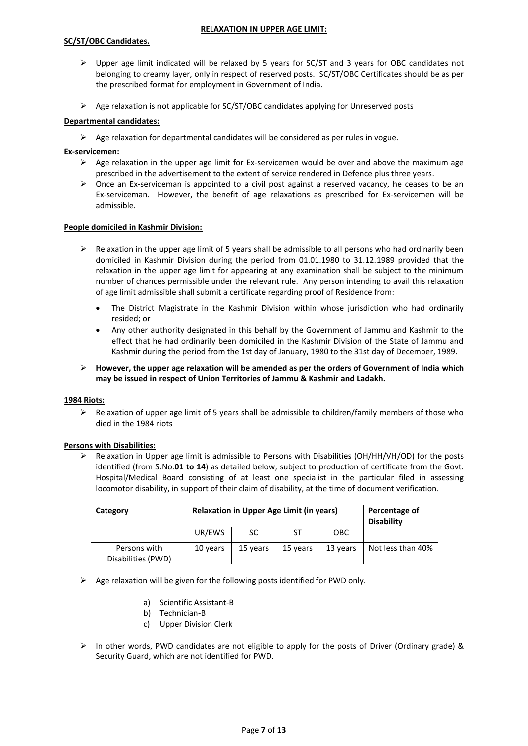## RELAXATION IN UPPER AGE LIMIT:

**SC/ST/OBC Candidates.**

- Upper age limit indicated will be relaxed by 5 years for SC/ST and 3 years for OBC candidates not belonging to creamy layer, only in respect of reserved posts. SC/ST/OBC Certificates should be as per the prescribed format for employment in Government of India.
- Age relaxation is not applicable for SC/ST/OBC candidates applying for Unreserved posts

**Departmental candidates:**

- Age relaxation for departmental candidates will be considered as per rules in vogue.

**Ex-servicemen:**

- Age relaxation in the upper age limit for Ex-servicemen would be over and above the maximum age prescribed in the advertisement to the extent of service rendered in Defence plus three years.
- Once an Ex-serviceman is appointed to a civil post against a reserved vacancy, he ceases to be an Ex-serviceman. However, the benefit of age relaxations as prescribed for Ex-servicemen will be admissible.

**People domiciled in Kashmir Division:**

- Relaxation in the upper age limit of 5 years shall be admissible to all persons who had ordinarily been domiciled in Kashmir Division during the period from 01.01.1980 to 31.12.1989 provided that the relaxation in the upper age limit for appearing at any examination shall be subject to the minimum number of chances permissible under the relevant rule. Any person intending to avail this relaxation of age limit admissible shall submit a certificate regarding proof of Residence from:
    - The District Magistrate in the Kashmir Division within whose jurisdiction who had ordinarily resided; or
    - Any other authority designated in this behalf by the Government of Jammu and Kashmir to the effect that he had ordinarily been domiciled in the Kashmir Division of the State of Jammu and Kashmir during the period from the 1st day of January, 1980 to the 31st day of December, 1989.
- **However, the upper age relaxation will be amended as per the orders of Government of India which may be issued in respect of Union Territories of Jammu & Kashmir and Ladakh.**

**1984 Riots:**

- Relaxation of upper age limit of 5 years shall be admissible to children/family members of those who died in the 1984 riots

**Persons with Disabilities:**

- Relaxation in Upper age limit is admissible to Persons with Disabilities (OH/HH/VH/OD) for the posts identified (from S.No.**01 to 14**) as detailed below, subject to production of certificate from the Govt. Hospital/Medical Board consisting of at least one specialist in the particular filed in assessing locomotor disability, in support of their claim of disability, at the time of document verification.

| Category | Relaxation in Upper Age Limit (in years) | | | | Percentage of Disability |
|---|---|---|---|---|---|
| | UR/EWS | SC | ST | OBC | |
| Persons with Disabilities (PWD) | 10 years | 15 years | 15 years | 13 years | Not less than 40% |

- Age relaxation will be given for the following posts identified for PWD only.
    a) Scientific Assistant-B
    b) Technician-B
    c) Upper Division Clerk
- In other words, PWD candidates are not eligible to apply for the posts of Driver (Ordinary grade) & Security Guard, which are not identified for PWD.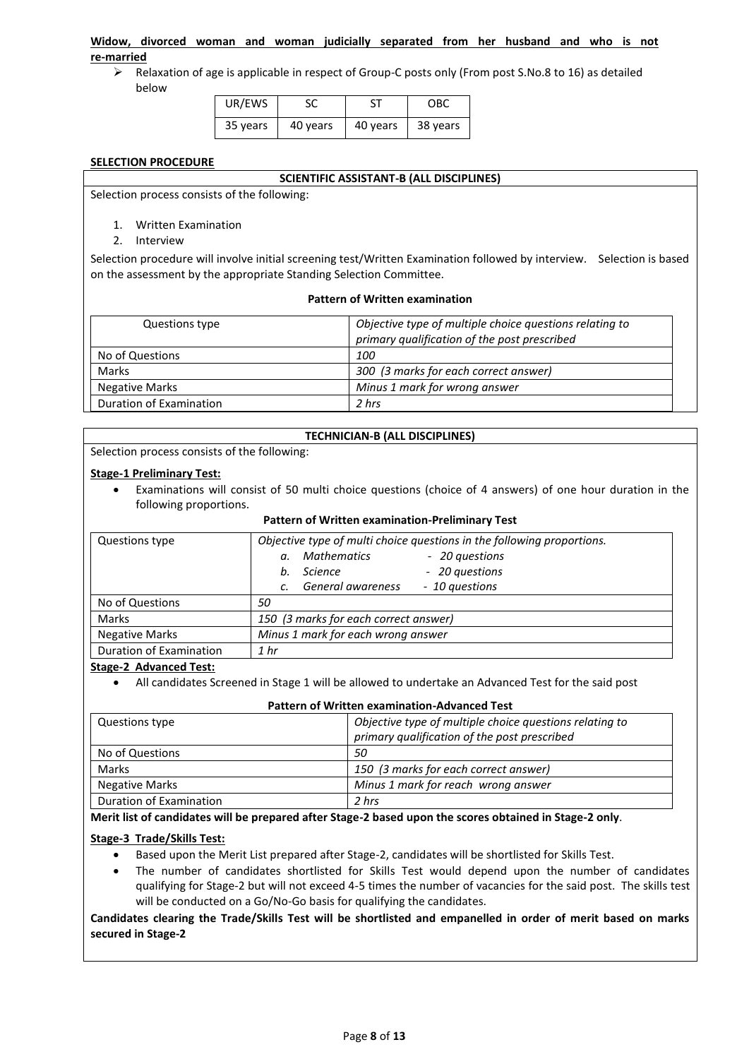**Widow, divorced woman and woman judicially separated from her husband and who is not re-married**

- Relaxation of age is applicable in respect of Group-C posts only (From post S.No.8 to 16) as detailed below

| UR/EWS | SC | ST | OBC |
|---|---|---|---|
| 35 years | 40 years | 40 years | 38 years |

**SELECTION PROCEDURE**

**SCIENTIFIC ASSISTANT-B (ALL DISCIPLINES)**

Selection process consists of the following:

1. Written Examination
2. Interview

Selection procedure will involve initial screening test/Written Examination followed by interview. Selection is based on the assessment by the appropriate Standing Selection Committee.

**Pattern of Written examination**

| Questions type | *Objective type of multiple choice questions relating to primary qualification of the post prescribed* |
|---|---|
| No of Questions | *100* |
| Marks | *300 (3 marks for each correct answer)* |
| Negative Marks | *Minus 1 mark for wrong answer* |
| Duration of Examination | *2 hrs* |

**TECHNICIAN-B (ALL DISCIPLINES)**

Selection process consists of the following:

**Stage-1 Preliminary Test:**

- Examinations will consist of 50 multi choice questions (choice of 4 answers) of one hour duration in the following proportions.

**Pattern of Written examination-Preliminary Test**

| Questions type | *Objective type of multi choice questions in the following proportions.* <br> *a. Mathematics - 20 questions* <br> *b. Science - 20 questions* <br> *c. General awareness - 10 questions* |
|---|---|
| No of Questions | *50* |
| Marks | *150 (3 marks for each correct answer)* |
| Negative Marks | *Minus 1 mark for each wrong answer* |
| Duration of Examination | *1 hr* |

**Stage-2 Advanced Test:**

- All candidates Screened in Stage 1 will be allowed to undertake an Advanced Test for the said post

**Pattern of Written examination-Advanced Test**

| Questions type | *Objective type of multiple choice questions relating to primary qualification of the post prescribed* |
|---|---|
| No of Questions | *50* |
| Marks | *150 (3 marks for each correct answer)* |
| Negative Marks | *Minus 1 mark for reach wrong answer* |
| Duration of Examination | *2 hrs* |

**Merit list of candidates will be prepared after Stage-2 based upon the scores obtained in Stage-2 only**.

**Stage-3 Trade/Skills Test:**

- Based upon the Merit List prepared after Stage-2, candidates will be shortlisted for Skills Test.
- The number of candidates shortlisted for Skills Test would depend upon the number of candidates qualifying for Stage-2 but will not exceed 4-5 times the number of vacancies for the said post. The skills test will be conducted on a Go/No-Go basis for qualifying the candidates.

**Candidates clearing the Trade/Skills Test will be shortlisted and empanelled in order of merit based on marks secured in Stage-2**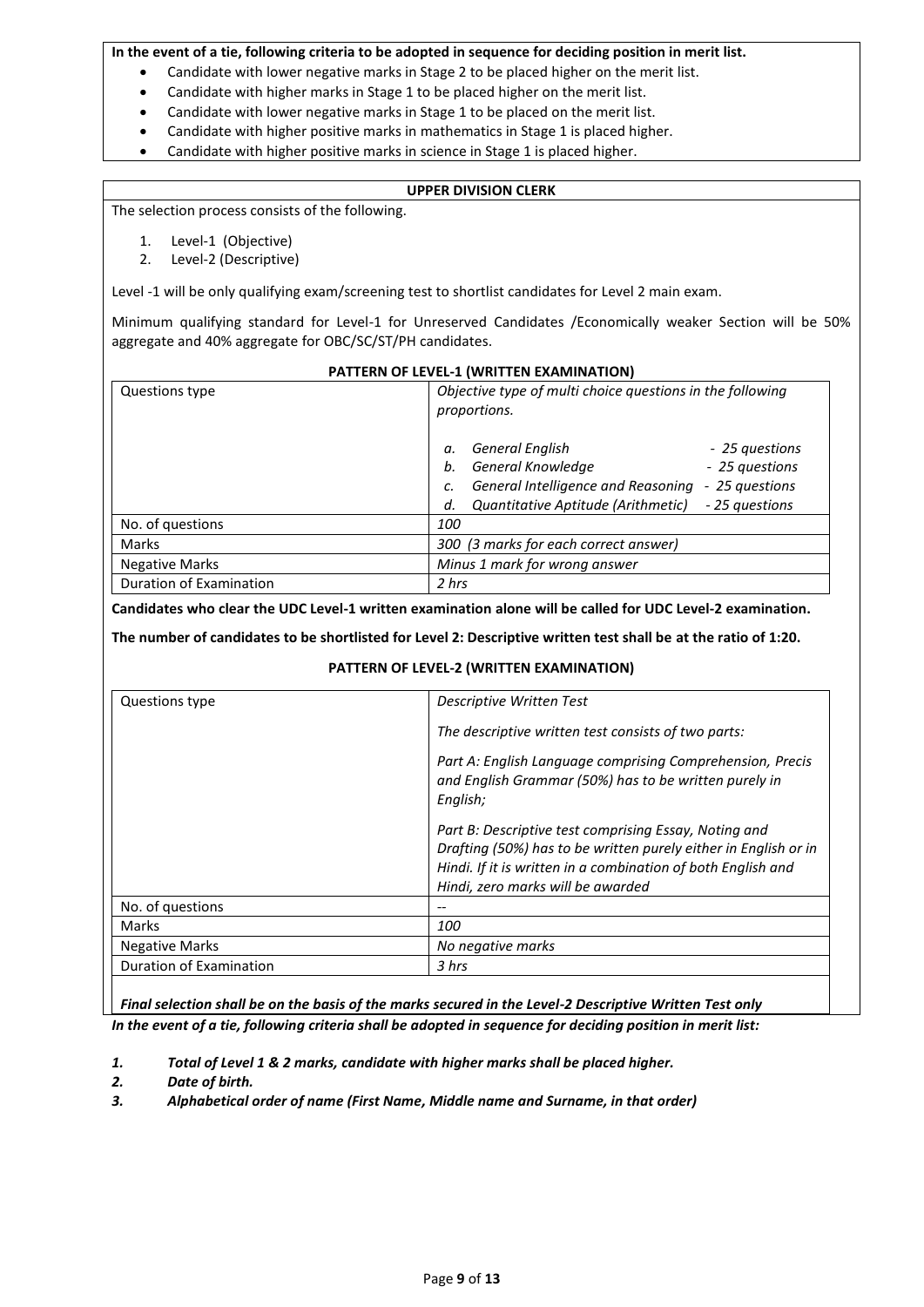**In the event of a tie, following criteria to be adopted in sequence for deciding position in merit list.**

- Candidate with lower negative marks in Stage 2 to be placed higher on the merit list.
- Candidate with higher marks in Stage 1 to be placed higher on the merit list.
- Candidate with lower negative marks in Stage 1 to be placed on the merit list.
- Candidate with higher positive marks in mathematics in Stage 1 is placed higher.
- Candidate with higher positive marks in science in Stage 1 is placed higher.

## UPPER DIVISION CLERK

The selection process consists of the following.

1. Level-1 (Objective)
2. Level-2 (Descriptive)

Level -1 will be only qualifying exam/screening test to shortlist candidates for Level 2 main exam.

Minimum qualifying standard for Level-1 for Unreserved Candidates /Economically weaker Section will be 50% aggregate and 40% aggregate for OBC/SC/ST/PH candidates.

**PATTERN OF LEVEL-1 (WRITTEN EXAMINATION)**

| Questions type | *Objective type of multi choice questions in the following proportions.*<br><br>*a. General English - 25 questions*<br>*b. General Knowledge - 25 questions*<br>*c. General Intelligence and Reasoning - 25 questions*<br>*d. Quantitative Aptitude (Arithmetic) - 25 questions* |
|---|---|
| No. of questions | *100* |
| Marks | *300 (3 marks for each correct answer)* |
| Negative Marks | *Minus 1 mark for wrong answer* |
| Duration of Examination | *2 hrs* |

**Candidates who clear the UDC Level-1 written examination alone will be called for UDC Level-2 examination.**

**The number of candidates to be shortlisted for Level 2: Descriptive written test shall be at the ratio of 1:20.**

**PATTERN OF LEVEL-2 (WRITTEN EXAMINATION)**

| Questions type | *Descriptive Written Test*<br><br>*The descriptive written test consists of two parts:*<br><br>*Part A: English Language comprising Comprehension, Precis and English Grammar (50%) has to be written purely in English;*<br><br>*Part B: Descriptive test comprising Essay, Noting and Drafting (50%) has to be written purely either in English or in Hindi. If it is written in a combination of both English and Hindi, zero marks will be awarded* |
|---|---|
| No. of questions | -- |
| Marks | *100* |
| Negative Marks | *No negative marks* |
| Duration of Examination | *3 hrs* |

***Final selection shall be on the basis of the marks secured in the Level-2 Descriptive Written Test only***

***In the event of a tie, following criteria shall be adopted in sequence for deciding position in merit list:***

1. ***Total of Level 1 & 2 marks, candidate with higher marks shall be placed higher.***
2. ***Date of birth.***
3. ***Alphabetical order of name (First Name, Middle name and Surname, in that order)***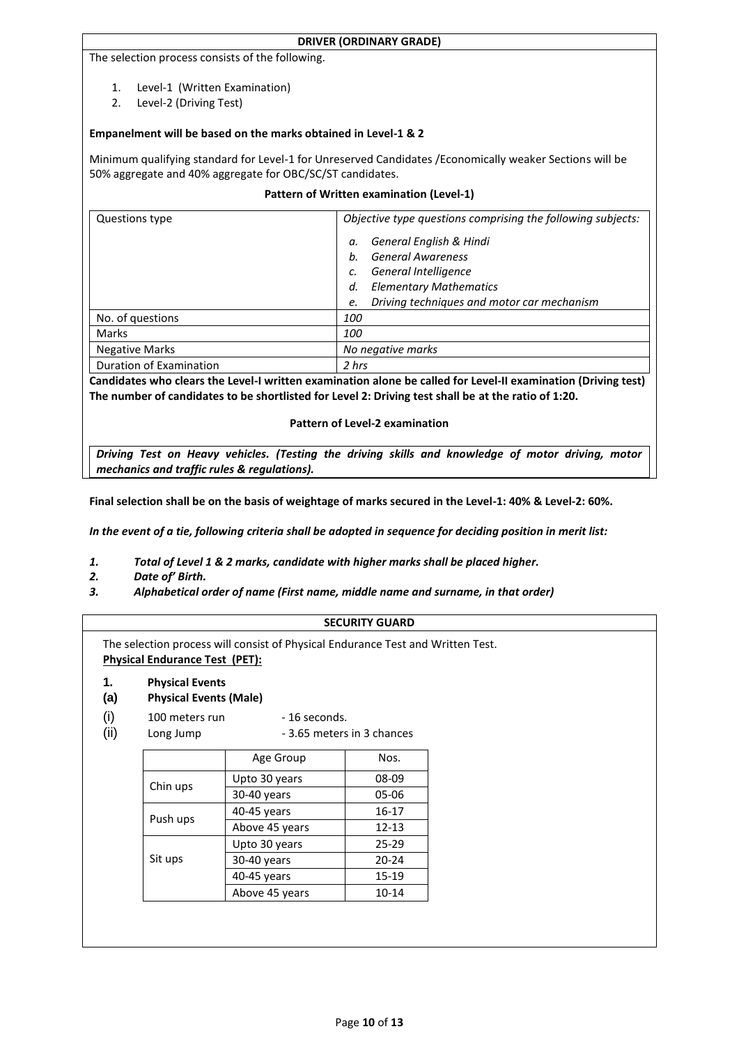## DRIVER (ORDINARY GRADE)

The selection process consists of the following.

1. Level-1 (Written Examination)
2. Level-2 (Driving Test)

**Empanelment will be based on the marks obtained in Level-1 & 2**

Minimum qualifying standard for Level-1 for Unreserved Candidates /Economically weaker Sections will be 50% aggregate and 40% aggregate for OBC/SC/ST candidates.

**Pattern of Written examination (Level-1)**

| Questions type | *Objective type questions comprising the following subjects:*<br>*a. General English & Hindi*<br>*b. General Awareness*<br>*c. General Intelligence*<br>*d. Elementary Mathematics*<br>*e. Driving techniques and motor car mechanism* |
|---|---|
| No. of questions | *100* |
| Marks | *100* |
| Negative Marks | *No negative marks* |
| Duration of Examination | *2 hrs* |

**Candidates who clears the Level-I written examination alone be called for Level-II examination (Driving test) The number of candidates to be shortlisted for Level 2: Driving test shall be at the ratio of 1:20.**

**Pattern of Level-2 examination**

***Driving Test on Heavy vehicles. (Testing the driving skills and knowledge of motor driving, motor mechanics and traffic rules & regulations).***

**Final selection shall be on the basis of weightage of marks secured in the Level-1: 40% & Level-2: 60%.**

***In the event of a tie, following criteria shall be adopted in sequence for deciding position in merit list:***

1. ***Total of Level 1 & 2 marks, candidate with higher marks shall be placed higher.***
2. ***Date of' Birth.***
3. ***Alphabetical order of name (First name, middle name and surname, in that order)***

## SECURITY GUARD

The selection process will consist of Physical Endurance Test and Written Test.

**Physical Endurance Test (PET):**

**1. Physical Events**

**(a) Physical Events (Male)**

(i) 100 meters run - 16 seconds.

(ii) Long Jump - 3.65 meters in 3 chances

| | Age Group | Nos. |
|---|---|---|
| Chin ups | Upto 30 years | 08-09 |
| | 30-40 years | 05-06 |
| Push ups | 40-45 years | 16-17 |
| | Above 45 years | 12-13 |
| Sit ups | Upto 30 years | 25-29 |
| | 30-40 years | 20-24 |
| | 40-45 years | 15-19 |
| | Above 45 years | 10-14 |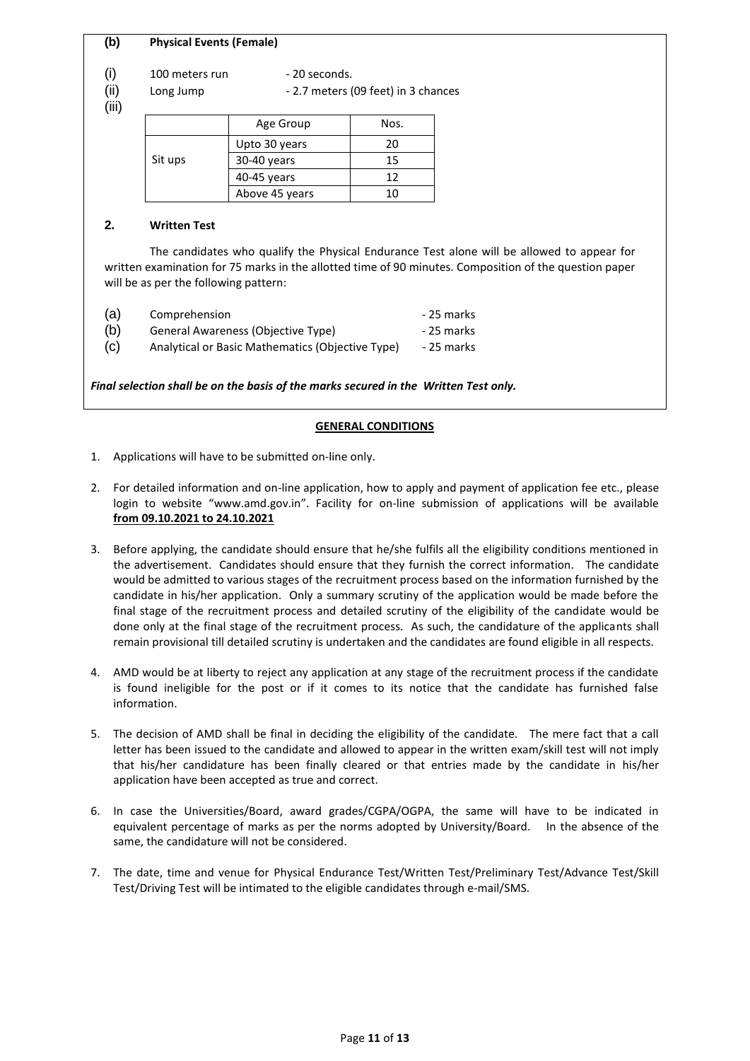**(b) Physical Events (Female)**

(i) 100 meters run - 20 seconds.

(ii) Long Jump - 2.7 meters (09 feet) in 3 chances

(iii)

| | Age Group | Nos. |
|---|---|---|
| Sit ups | Upto 30 years | 20 |
| | 30-40 years | 15 |
| | 40-45 years | 12 |
| | Above 45 years | 10 |

**2. Written Test**

The candidates who qualify the Physical Endurance Test alone will be allowed to appear for written examination for 75 marks in the allotted time of 90 minutes. Composition of the question paper will be as per the following pattern:

(a) Comprehension - 25 marks

(b) General Awareness (Objective Type) - 25 marks

(c) Analytical or Basic Mathematics (Objective Type) - 25 marks

***Final selection shall be on the basis of the marks secured in the Written Test only.***

## GENERAL CONDITIONS

1. Applications will have to be submitted on-line only.

2. For detailed information and on-line application, how to apply and payment of application fee etc., please login to website "www.amd.gov.in". Facility for on-line submission of applications will be available **from 09.10.2021 to 24.10.2021**

3. Before applying, the candidate should ensure that he/she fulfils all the eligibility conditions mentioned in the advertisement. Candidates should ensure that they furnish the correct information. The candidate would be admitted to various stages of the recruitment process based on the information furnished by the candidate in his/her application. Only a summary scrutiny of the application would be made before the final stage of the recruitment process and detailed scrutiny of the eligibility of the candidate would be done only at the final stage of the recruitment process. As such, the candidature of the applicants shall remain provisional till detailed scrutiny is undertaken and the candidates are found eligible in all respects.

4. AMD would be at liberty to reject any application at any stage of the recruitment process if the candidate is found ineligible for the post or if it comes to its notice that the candidate has furnished false information.

5. The decision of AMD shall be final in deciding the eligibility of the candidate. The mere fact that a call letter has been issued to the candidate and allowed to appear in the written exam/skill test will not imply that his/her candidature has been finally cleared or that entries made by the candidate in his/her application have been accepted as true and correct.

6. In case the Universities/Board, award grades/CGPA/OGPA, the same will have to be indicated in equivalent percentage of marks as per the norms adopted by University/Board. In the absence of the same, the candidature will not be considered.

7. The date, time and venue for Physical Endurance Test/Written Test/Preliminary Test/Advance Test/Skill Test/Driving Test will be intimated to the eligible candidates through e-mail/SMS.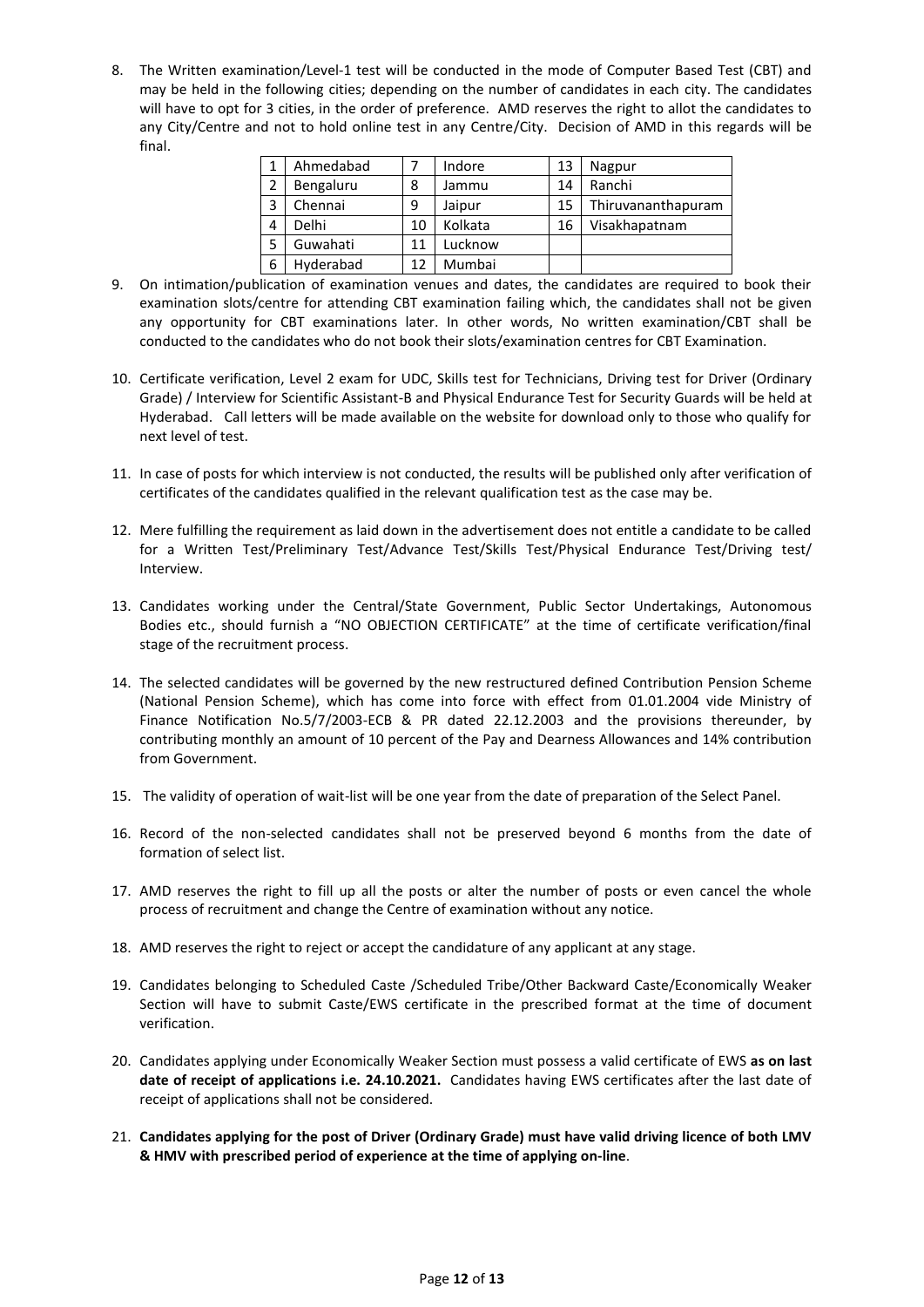8. The Written examination/Level-1 test will be conducted in the mode of Computer Based Test (CBT) and may be held in the following cities; depending on the number of candidates in each city. The candidates will have to opt for 3 cities, in the order of preference. AMD reserves the right to allot the candidates to any City/Centre and not to hold online test in any Centre/City. Decision of AMD in this regards will be final.

| 1 | Ahmedabad | 7 | Indore | 13 | Nagpur |
|---|---|---|---|---|---|
| 2 | Bengaluru | 8 | Jammu | 14 | Ranchi |
| 3 | Chennai | 9 | Jaipur | 15 | Thiruvananthapuram |
| 4 | Delhi | 10 | Kolkata | 16 | Visakhapatnam |
| 5 | Guwahati | 11 | Lucknow | | |
| 6 | Hyderabad | 12 | Mumbai | | |

9. On intimation/publication of examination venues and dates, the candidates are required to book their examination slots/centre for attending CBT examination failing which, the candidates shall not be given any opportunity for CBT examinations later. In other words, No written examination/CBT shall be conducted to the candidates who do not book their slots/examination centres for CBT Examination.

10. Certificate verification, Level 2 exam for UDC, Skills test for Technicians, Driving test for Driver (Ordinary Grade) / Interview for Scientific Assistant-B and Physical Endurance Test for Security Guards will be held at Hyderabad. Call letters will be made available on the website for download only to those who qualify for next level of test.

11. In case of posts for which interview is not conducted, the results will be published only after verification of certificates of the candidates qualified in the relevant qualification test as the case may be.

12. Mere fulfilling the requirement as laid down in the advertisement does not entitle a candidate to be called for a Written Test/Preliminary Test/Advance Test/Skills Test/Physical Endurance Test/Driving test/ Interview.

13. Candidates working under the Central/State Government, Public Sector Undertakings, Autonomous Bodies etc., should furnish a "NO OBJECTION CERTIFICATE" at the time of certificate verification/final stage of the recruitment process.

14. The selected candidates will be governed by the new restructured defined Contribution Pension Scheme (National Pension Scheme), which has come into force with effect from 01.01.2004 vide Ministry of Finance Notification No.5/7/2003-ECB & PR dated 22.12.2003 and the provisions thereunder, by contributing monthly an amount of 10 percent of the Pay and Dearness Allowances and 14% contribution from Government.

15. The validity of operation of wait-list will be one year from the date of preparation of the Select Panel.

16. Record of the non-selected candidates shall not be preserved beyond 6 months from the date of formation of select list.

17. AMD reserves the right to fill up all the posts or alter the number of posts or even cancel the whole process of recruitment and change the Centre of examination without any notice.

18. AMD reserves the right to reject or accept the candidature of any applicant at any stage.

19. Candidates belonging to Scheduled Caste /Scheduled Tribe/Other Backward Caste/Economically Weaker Section will have to submit Caste/EWS certificate in the prescribed format at the time of document verification.

20. Candidates applying under Economically Weaker Section must possess a valid certificate of EWS **as on last date of receipt of applications i.e. 24.10.2021.** Candidates having EWS certificates after the last date of receipt of applications shall not be considered.

21. **Candidates applying for the post of Driver (Ordinary Grade) must have valid driving licence of both LMV & HMV with prescribed period of experience at the time of applying on-line**.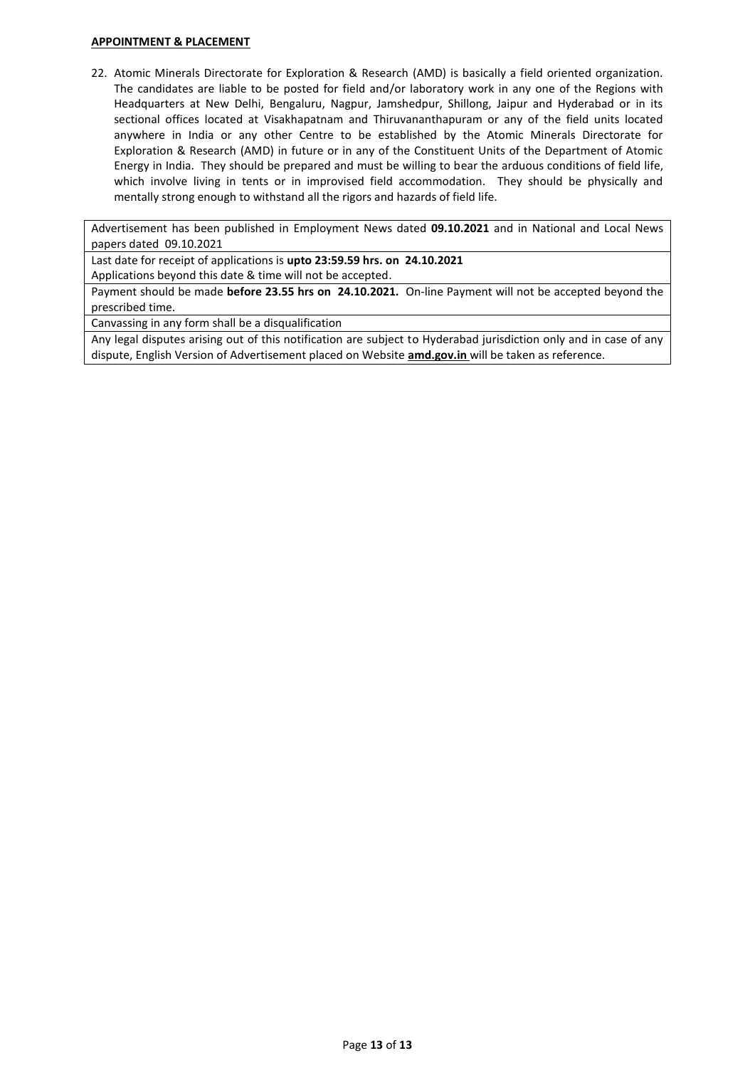**APPOINTMENT & PLACEMENT**

22. Atomic Minerals Directorate for Exploration & Research (AMD) is basically a field oriented organization. The candidates are liable to be posted for field and/or laboratory work in any one of the Regions with Headquarters at New Delhi, Bengaluru, Nagpur, Jamshedpur, Shillong, Jaipur and Hyderabad or in its sectional offices located at Visakhapatnam and Thiruvananthapuram or any of the field units located anywhere in India or any other Centre to be established by the Atomic Minerals Directorate for Exploration & Research (AMD) in future or in any of the Constituent Units of the Department of Atomic Energy in India. They should be prepared and must be willing to bear the arduous conditions of field life, which involve living in tents or in improvised field accommodation. They should be physically and mentally strong enough to withstand all the rigors and hazards of field life.

| |
|---|
| Advertisement has been published in Employment News dated **09.10.2021** and in National and Local News papers dated 09.10.2021 |
| Last date for receipt of applications is **upto 23:59.59 hrs. on 24.10.2021** Applications beyond this date & time will not be accepted. |
| Payment should be made **before 23.55 hrs on 24.10.2021.** On-line Payment will not be accepted beyond the prescribed time. |
| Canvassing in any form shall be a disqualification |
| Any legal disputes arising out of this notification are subject to Hyderabad jurisdiction only and in case of any dispute, English Version of Advertisement placed on Website **amd.gov.in** will be taken as reference. |